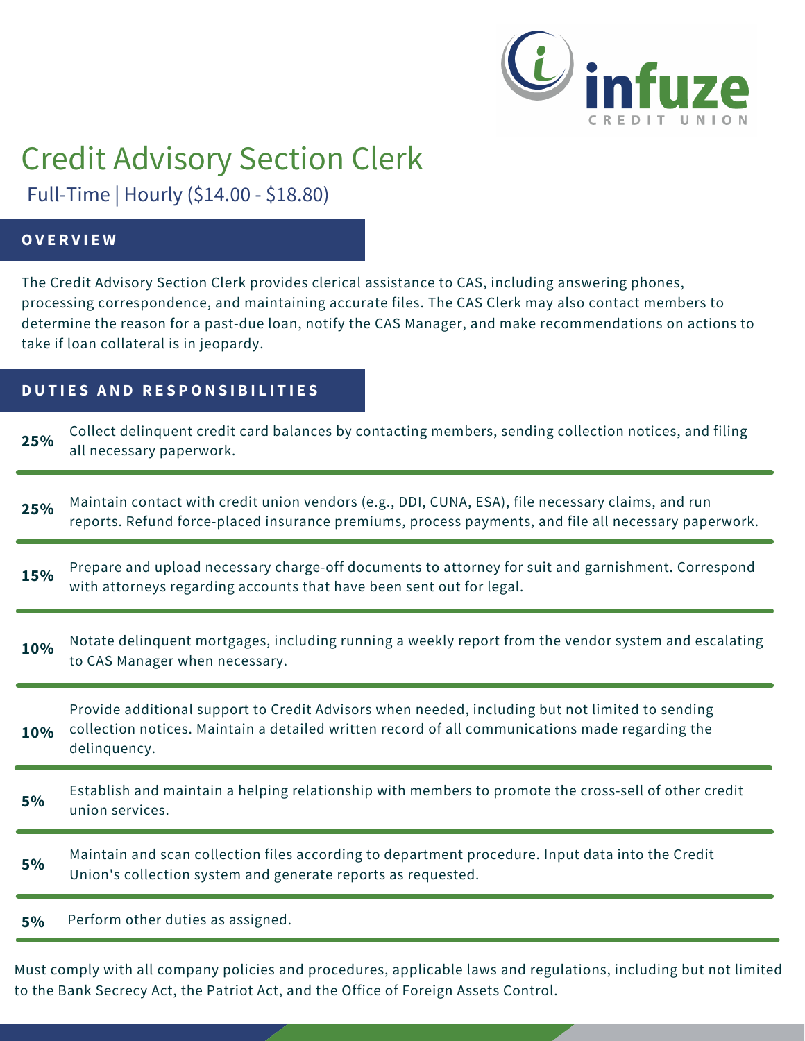infuze CREDIT UNION

# Credit Advisory Section Clerk

Full-Time | Hourly ($14.00 - $18.80)

## OVERVIEW

The Credit Advisory Section Clerk provides clerical assistance to CAS, including answering phones, processing correspondence, and maintaining accurate files. The CAS Clerk may also contact members to determine the reason for a past-due loan, notify the CAS Manager, and make recommendations on actions to take if loan collateral is in jeopardy.

## DUTIES AND RESPONSIBILITIES

**25%** Collect delinquent credit card balances by contacting members, sending collection notices, and filing all necessary paperwork.

**25%** Maintain contact with credit union vendors (e.g., DDI, CUNA, ESA), file necessary claims, and run reports. Refund force-placed insurance premiums, process payments, and file all necessary paperwork.

**15%** Prepare and upload necessary charge-off documents to attorney for suit and garnishment. Correspond with attorneys regarding accounts that have been sent out for legal.

**10%** Notate delinquent mortgages, including running a weekly report from the vendor system and escalating to CAS Manager when necessary.

**10%** Provide additional support to Credit Advisors when needed, including but not limited to sending collection notices. Maintain a detailed written record of all communications made regarding the delinquency.

**5%** Establish and maintain a helping relationship with members to promote the cross-sell of other credit union services.

**5%** Maintain and scan collection files according to department procedure. Input data into the Credit Union's collection system and generate reports as requested.

**5%** Perform other duties as assigned.

Must comply with all company policies and procedures, applicable laws and regulations, including but not limited to the Bank Secrecy Act, the Patriot Act, and the Office of Foreign Assets Control.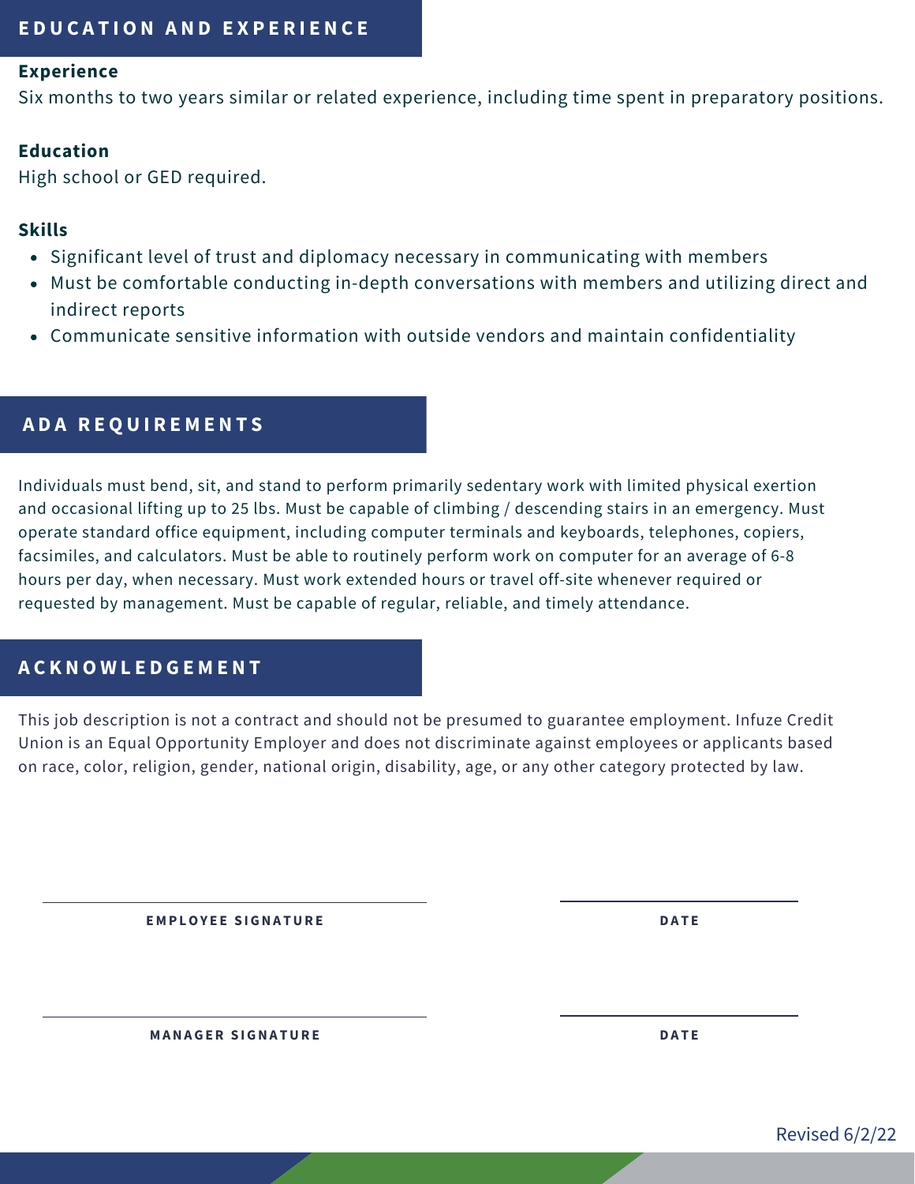## EDUCATION AND EXPERIENCE

**Experience**

Six months to two years similar or related experience, including time spent in preparatory positions.

**Education**

High school or GED required.

**Skills**

- Significant level of trust and diplomacy necessary in communicating with members
- Must be comfortable conducting in-depth conversations with members and utilizing direct and indirect reports
- Communicate sensitive information with outside vendors and maintain confidentiality

## ADA REQUIREMENTS

Individuals must bend, sit, and stand to perform primarily sedentary work with limited physical exertion and occasional lifting up to 25 lbs. Must be capable of climbing / descending stairs in an emergency. Must operate standard office equipment, including computer terminals and keyboards, telephones, copiers, facsimiles, and calculators. Must be able to routinely perform work on computer for an average of 6-8 hours per day, when necessary. Must work extended hours or travel off-site whenever required or requested by management. Must be capable of regular, reliable, and timely attendance.

## ACKNOWLEDGEMENT

This job description is not a contract and should not be presumed to guarantee employment. Infuze Credit Union is an Equal Opportunity Employer and does not discriminate against employees or applicants based on race, color, religion, gender, national origin, disability, age, or any other category protected by law.

EMPLOYEE SIGNATURE ______________________ DATE ____________

MANAGER SIGNATURE ______________________ DATE ____________

Revised 6/2/22